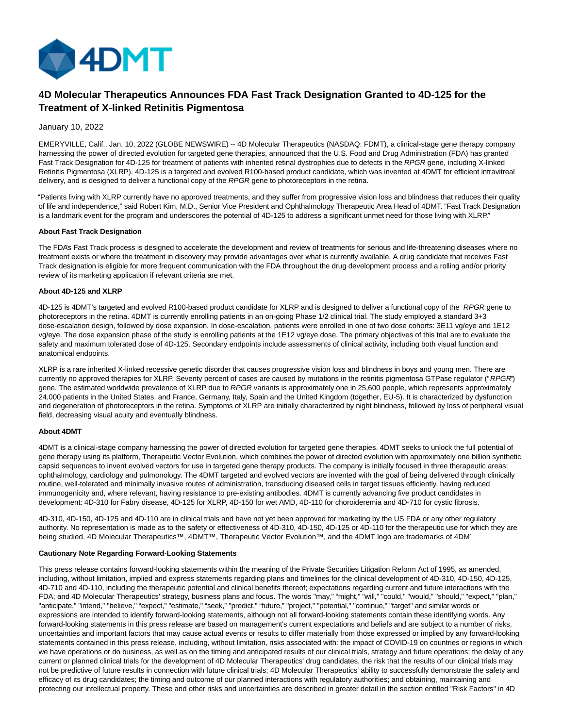# 4D Molecular Therapeutics Announces FDA Fast Track Designation Granted to 4D-125 for the Treatment of X-linked Retinitis Pigmentosa

January 10, 2022

EMERYVILLE, Calif., Jan. 10, 2022 (GLOBE NEWSWIRE) -- 4D Molecular Therapeutics (NASDAQ: FDMT), a clinical-stage gene therapy company harnessing the power of directed evolution for targeted gene therapies, announced that the U.S. Food and Drug Administration (FDA) has granted Fast Track Designation for 4D-125 for treatment of patients with inherited retinal dystrophies due to defects in the *RPGR* gene, including X-linked Retinitis Pigmentosa (XLRP). 4D-125 is a targeted and evolved R100-based product candidate, which was invented at 4DMT for efficient intravitreal delivery, and is designed to deliver a functional copy of the *RPGR* gene to photoreceptors in the retina.

"Patients living with XLRP currently have no approved treatments, and they suffer from progressive vision loss and blindness that reduces their quality of life and independence," said Robert Kim, M.D., Senior Vice President and Ophthalmology Therapeutic Area Head of 4DMT. "Fast Track Designation is a landmark event for the program and underscores the potential of 4D-125 to address a significant unmet need for those living with XLRP."

**About Fast Track Designation**

The FDA's Fast Track process is designed to accelerate the development and review of treatments for serious and life-threatening diseases where no treatment exists or where the treatment in discovery may provide advantages over what is currently available. A drug candidate that receives Fast Track designation is eligible for more frequent communication with the FDA throughout the drug development process and a rolling and/or priority review of its marketing application if relevant criteria are met.

**About 4D-125 and XLRP**

4D-125 is 4DMT's targeted and evolved R100-based product candidate for XLRP and is designed to deliver a functional copy of the *RPGR* gene to photoreceptors in the retina. 4DMT is currently enrolling patients in an on-going Phase 1/2 clinical trial. The study employed a standard 3+3 dose-escalation design, followed by dose expansion. In dose-escalation, patients were enrolled in one of two dose cohorts: 3E11 vg/eye and 1E12 vg/eye. The dose expansion phase of the study is enrolling patients at the 1E12 vg/eye dose. The primary objectives of this trial are to evaluate the safety and maximum tolerated dose of 4D-125. Secondary endpoints include assessments of clinical activity, including both visual function and anatomical endpoints.

XLRP is a rare inherited X-linked recessive genetic disorder that causes progressive vision loss and blindness in boys and young men. There are currently no approved therapies for XLRP. Seventy percent of cases are caused by mutations in the retinitis pigmentosa GTPase regulator ("*RPGR*") gene. The estimated worldwide prevalence of XLRP due to *RPGR* variants is approximately one in 25,600 people, which represents approximately 24,000 patients in the United States, and France, Germany, Italy, Spain and the United Kingdom (together, EU-5). It is characterized by dysfunction and degeneration of photoreceptors in the retina. Symptoms of XLRP are initially characterized by night blindness, followed by loss of peripheral visual field, decreasing visual acuity and eventually blindness.

**About 4DMT**

4DMT is a clinical-stage company harnessing the power of directed evolution for targeted gene therapies. 4DMT seeks to unlock the full potential of gene therapy using its platform, Therapeutic Vector Evolution, which combines the power of directed evolution with approximately one billion synthetic capsid sequences to invent evolved vectors for use in targeted gene therapy products. The company is initially focused in three therapeutic areas: ophthalmology, cardiology and pulmonology. The 4DMT targeted and evolved vectors are invented with the goal of being delivered through clinically routine, well-tolerated and minimally invasive routes of administration, transducing diseased cells in target tissues efficiently, having reduced immunogenicity and, where relevant, having resistance to pre-existing antibodies. 4DMT is currently advancing five product candidates in development: 4D-310 for Fabry disease, 4D-125 for XLRP, 4D-150 for wet AMD, 4D-110 for choroideremia and 4D-710 for cystic fibrosis.

4D-310, 4D-150, 4D-125 and 4D-110 are in clinical trials and have not yet been approved for marketing by the US FDA or any other regulatory authority. No representation is made as to the safety or effectiveness of 4D-310, 4D-150, 4D-125 or 4D-110 for the therapeutic use for which they are being studied. 4D Molecular Therapeutics™, 4DMT™, Therapeutic Vector Evolution™, and the 4DMT logo are trademarks of 4DMT.

**Cautionary Note Regarding Forward-Looking Statements**

This press release contains forward-looking statements within the meaning of the Private Securities Litigation Reform Act of 1995, as amended, including, without limitation, implied and express statements regarding plans and timelines for the clinical development of 4D-310, 4D-150, 4D-125, 4D-710 and 4D-110, including the therapeutic potential and clinical benefits thereof; expectations regarding current and future interactions with the FDA; and 4D Molecular Therapeutics' strategy, business plans and focus. The words "may," "might," "will," "could," "would," "should," "expect," "plan," "anticipate," "intend," "believe," "expect," "estimate," "seek," "predict," "future," "project," "potential," "continue," "target" and similar words or expressions are intended to identify forward-looking statements, although not all forward-looking statements contain these identifying words. Any forward-looking statements in this press release are based on management's current expectations and beliefs and are subject to a number of risks, uncertainties and important factors that may cause actual events or results to differ materially from those expressed or implied by any forward-looking statements contained in this press release, including, without limitation, risks associated with: the impact of COVID-19 on countries or regions in which we have operations or do business, as well as on the timing and anticipated results of our clinical trials, strategy and future operations; the delay of any current or planned clinical trials for the development of 4D Molecular Therapeutics' drug candidates, the risk that the results of our clinical trials may not be predictive of future results in connection with future clinical trials; 4D Molecular Therapeutics' ability to successfully demonstrate the safety and efficacy of its drug candidates; the timing and outcome of our planned interactions with regulatory authorities; and obtaining, maintaining and protecting our intellectual property. These and other risks and uncertainties are described in greater detail in the section entitled "Risk Factors" in 4D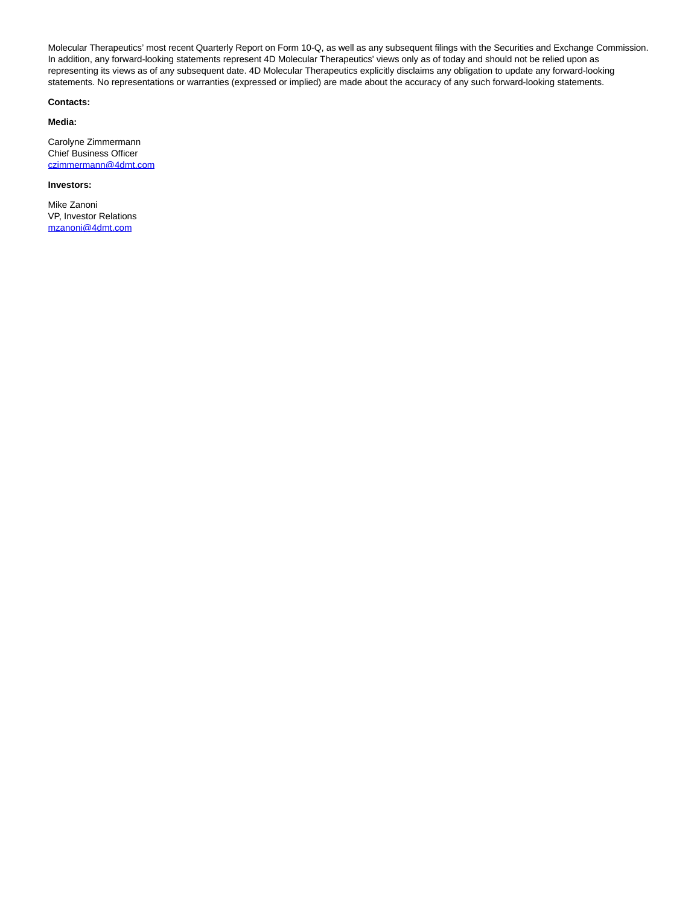Molecular Therapeutics' most recent Quarterly Report on Form 10-Q, as well as any subsequent filings with the Securities and Exchange Commission. In addition, any forward-looking statements represent 4D Molecular Therapeutics' views only as of today and should not be relied upon as representing its views as of any subsequent date. 4D Molecular Therapeutics explicitly disclaims any obligation to update any forward-looking statements. No representations or warranties (expressed or implied) are made about the accuracy of any such forward-looking statements.

**Contacts:**

**Media:**

Carolyne Zimmermann
Chief Business Officer
czimmermann@4dmt.com

**Investors:**

Mike Zanoni
VP, Investor Relations
mzanoni@4dmt.com